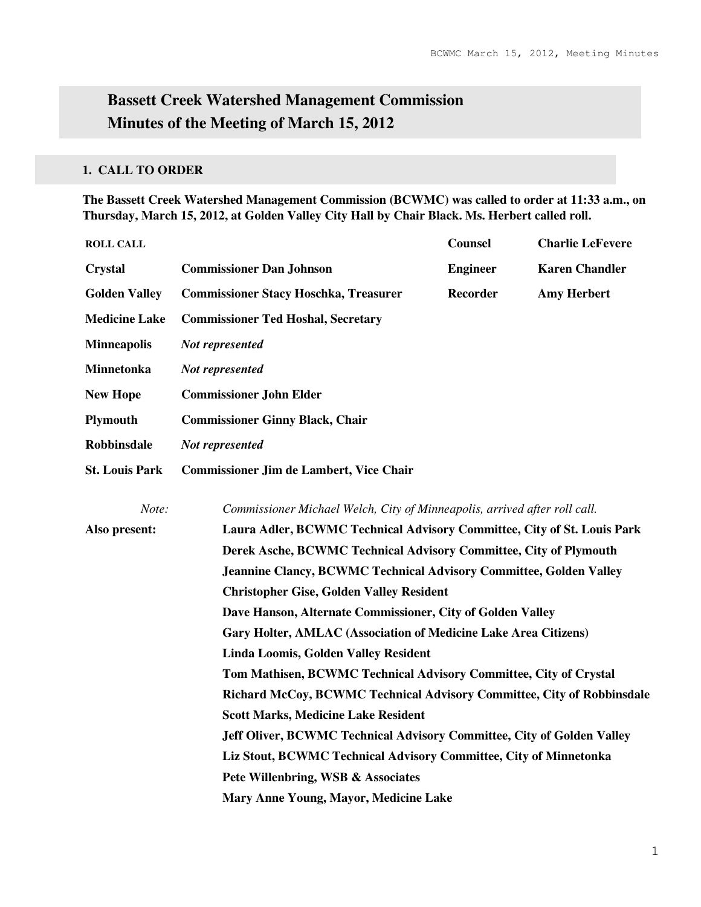# Bassett Creek Watershed Management Commission
# Minutes of the Meeting of March 15, 2012

## 1. CALL TO ORDER

**The Bassett Creek Watershed Management Commission (BCWMC) was called to order at 11:33 a.m., on Thursday, March 15, 2012, at Golden Valley City Hall by Chair Black. Ms. Herbert called roll.**

| ROLL CALL | | Counsel | Charlie LeFevere |
|---|---|---|---|
| **Crystal** | **Commissioner Dan Johnson** | **Engineer** | **Karen Chandler** |
| **Golden Valley** | **Commissioner Stacy Hoschka, Treasurer** | **Recorder** | **Amy Herbert** |
| **Medicine Lake** | **Commissioner Ted Hoshal, Secretary** | | |
| **Minneapolis** | ***Not represented*** | | |
| **Minnetonka** | ***Not represented*** | | |
| **New Hope** | **Commissioner John Elder** | | |
| **Plymouth** | **Commissioner Ginny Black, Chair** | | |
| **Robbinsdale** | ***Not represented*** | | |
| **St. Louis Park** | **Commissioner Jim de Lambert, Vice Chair** | | |

*Note:* *Commissioner Michael Welch, City of Minneapolis, arrived after roll call.*

**Also present:**

**Laura Adler, BCWMC Technical Advisory Committee, City of St. Louis Park**
**Derek Asche, BCWMC Technical Advisory Committee, City of Plymouth**
**Jeannine Clancy, BCWMC Technical Advisory Committee, Golden Valley**
**Christopher Gise, Golden Valley Resident**
**Dave Hanson, Alternate Commissioner, City of Golden Valley**
**Gary Holter, AMLAC (Association of Medicine Lake Area Citizens)**
**Linda Loomis, Golden Valley Resident**
**Tom Mathisen, BCWMC Technical Advisory Committee, City of Crystal**
**Richard McCoy, BCWMC Technical Advisory Committee, City of Robbinsdale**
**Scott Marks, Medicine Lake Resident**
**Jeff Oliver, BCWMC Technical Advisory Committee, City of Golden Valley**
**Liz Stout, BCWMC Technical Advisory Committee, City of Minnetonka**
**Pete Willenbring, WSB & Associates**
**Mary Anne Young, Mayor, Medicine Lake**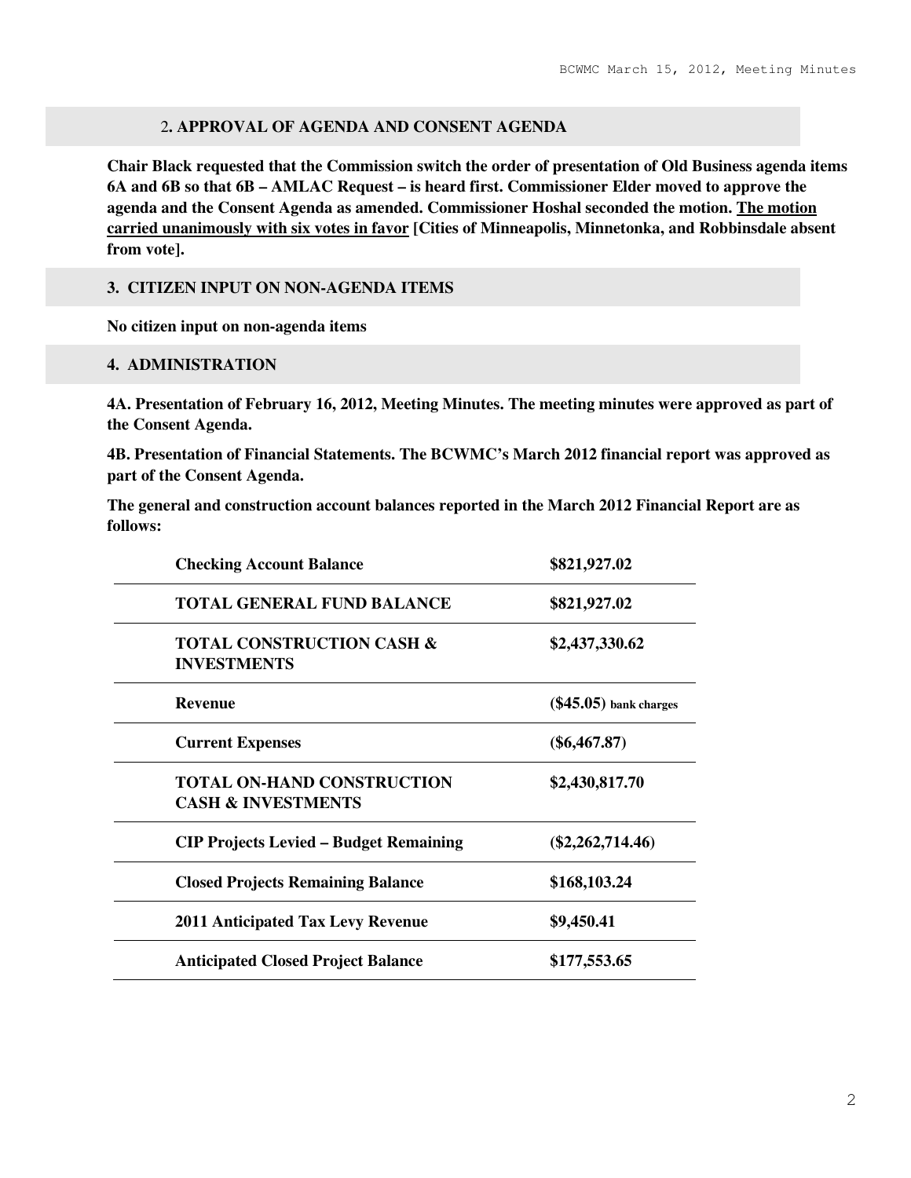## 2. APPROVAL OF AGENDA AND CONSENT AGENDA

**Chair Black requested that the Commission switch the order of presentation of Old Business agenda items 6A and 6B so that 6B – AMLAC Request – is heard first. Commissioner Elder moved to approve the agenda and the Consent Agenda as amended. Commissioner Hoshal seconded the motion. <u>The motion carried unanimously with six votes in favor</u> [Cities of Minneapolis, Minnetonka, and Robbinsdale absent from vote].**

## 3. CITIZEN INPUT ON NON-AGENDA ITEMS

**No citizen input on non-agenda items**

## 4. ADMINISTRATION

**4A. Presentation of February 16, 2012, Meeting Minutes. The meeting minutes were approved as part of the Consent Agenda.**

**4B. Presentation of Financial Statements. The BCWMC's March 2012 financial report was approved as part of the Consent Agenda.**

**The general and construction account balances reported in the March 2012 Financial Report are as follows:**

| | |
|---|---|
| **Checking Account Balance** | **$821,927.02** |
| **TOTAL GENERAL FUND BALANCE** | **$821,927.02** |
| **TOTAL CONSTRUCTION CASH & INVESTMENTS** | **$2,437,330.62** |
| **Revenue** | **($45.05) bank charges** |
| **Current Expenses** | **($6,467.87)** |
| **TOTAL ON-HAND CONSTRUCTION CASH & INVESTMENTS** | **$2,430,817.70** |
| **CIP Projects Levied – Budget Remaining** | **($2,262,714.46)** |
| **Closed Projects Remaining Balance** | **$168,103.24** |
| **2011 Anticipated Tax Levy Revenue** | **$9,450.41** |
| **Anticipated Closed Project Balance** | **$177,553.65** |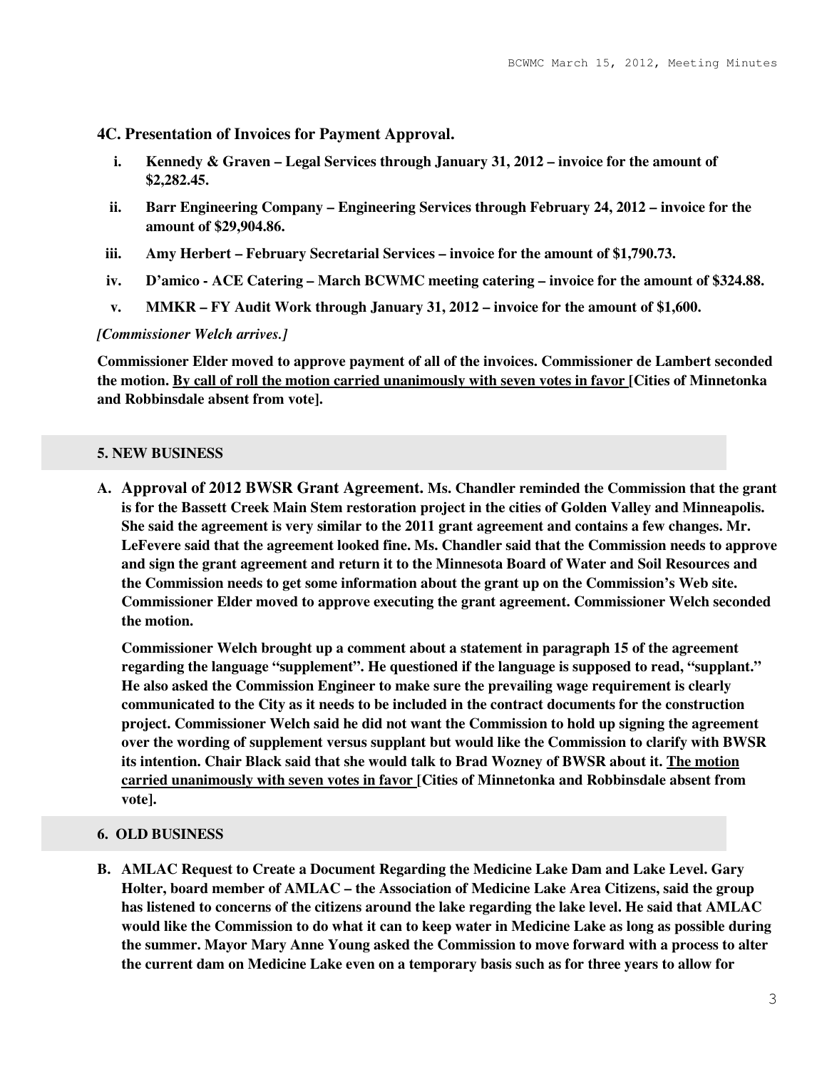### 4C. Presentation of Invoices for Payment Approval.

i. **Kennedy & Graven – Legal Services through January 31, 2012 – invoice for the amount of $2,282.45.**

ii. **Barr Engineering Company – Engineering Services through February 24, 2012 – invoice for the amount of $29,904.86.**

iii. **Amy Herbert – February Secretarial Services – invoice for the amount of $1,790.73.**

iv. **D'amico - ACE Catering – March BCWMC meeting catering – invoice for the amount of $324.88.**

v. **MMKR – FY Audit Work through January 31, 2012 – invoice for the amount of $1,600.**

***[Commissioner Welch arrives.]***

**Commissioner Elder moved to approve payment of all of the invoices. Commissioner de Lambert seconded the motion. <u>By call of roll the motion carried unanimously with seven votes in favor</u> [Cities of Minnetonka and Robbinsdale absent from vote].**

#### 5. NEW BUSINESS

**A. Approval of 2012 BWSR Grant Agreement. Ms. Chandler reminded the Commission that the grant is for the Bassett Creek Main Stem restoration project in the cities of Golden Valley and Minneapolis. She said the agreement is very similar to the 2011 grant agreement and contains a few changes. Mr. LeFevere said that the agreement looked fine. Ms. Chandler said that the Commission needs to approve and sign the grant agreement and return it to the Minnesota Board of Water and Soil Resources and the Commission needs to get some information about the grant up on the Commission's Web site. Commissioner Elder moved to approve executing the grant agreement. Commissioner Welch seconded the motion.**

**Commissioner Welch brought up a comment about a statement in paragraph 15 of the agreement regarding the language "supplement". He questioned if the language is supposed to read, "supplant." He also asked the Commission Engineer to make sure the prevailing wage requirement is clearly communicated to the City as it needs to be included in the contract documents for the construction project. Commissioner Welch said he did not want the Commission to hold up signing the agreement over the wording of supplement versus supplant but would like the Commission to clarify with BWSR its intention. Chair Black said that she would talk to Brad Wozney of BWSR about it. <u>The motion carried unanimously with seven votes in favor</u> [Cities of Minnetonka and Robbinsdale absent from vote].**

#### 6. OLD BUSINESS

**B. AMLAC Request to Create a Document Regarding the Medicine Lake Dam and Lake Level. Gary Holter, board member of AMLAC – the Association of Medicine Lake Area Citizens, said the group has listened to concerns of the citizens around the lake regarding the lake level. He said that AMLAC would like the Commission to do what it can to keep water in Medicine Lake as long as possible during the summer. Mayor Mary Anne Young asked the Commission to move forward with a process to alter the current dam on Medicine Lake even on a temporary basis such as for three years to allow for**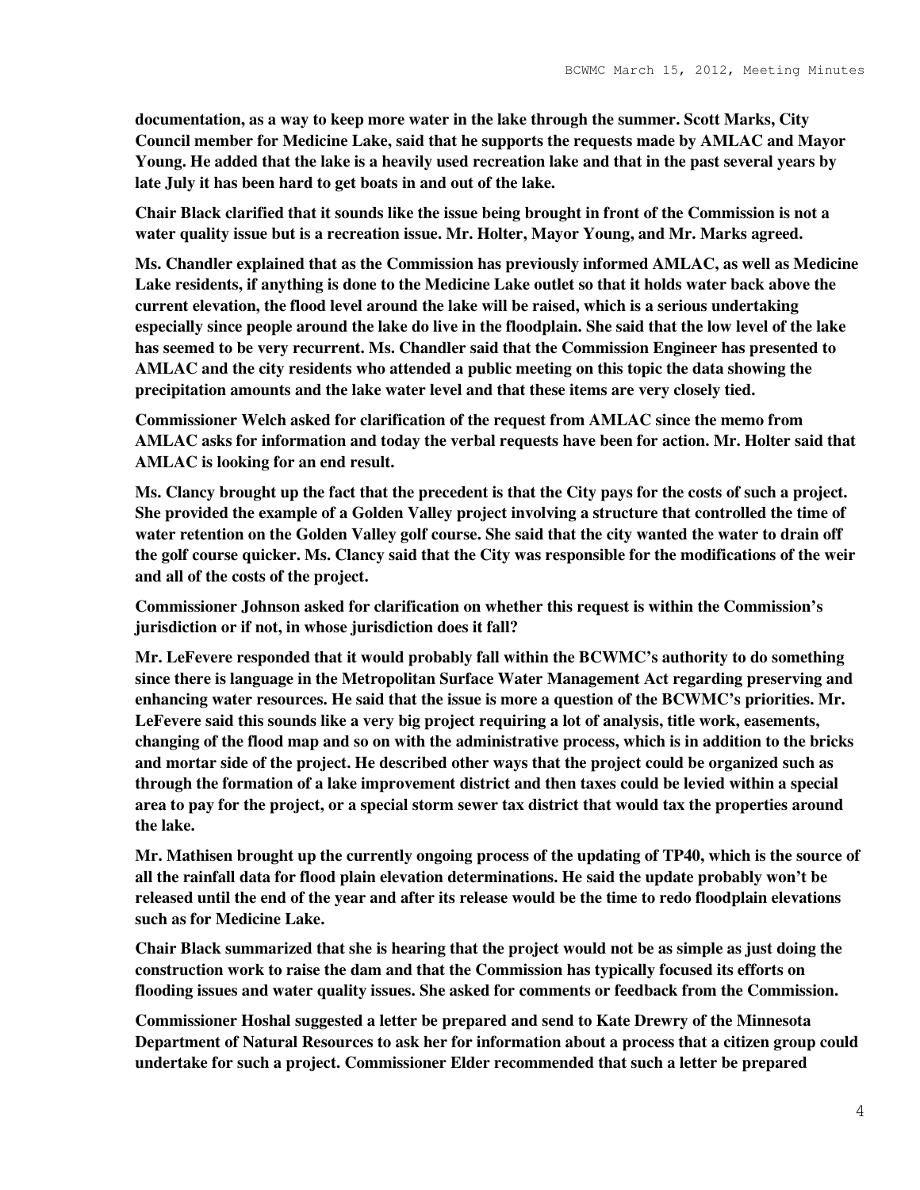**documentation, as a way to keep more water in the lake through the summer. Scott Marks, City Council member for Medicine Lake, said that he supports the requests made by AMLAC and Mayor Young. He added that the lake is a heavily used recreation lake and that in the past several years by late July it has been hard to get boats in and out of the lake.**

**Chair Black clarified that it sounds like the issue being brought in front of the Commission is not a water quality issue but is a recreation issue. Mr. Holter, Mayor Young, and Mr. Marks agreed.**

**Ms. Chandler explained that as the Commission has previously informed AMLAC, as well as Medicine Lake residents, if anything is done to the Medicine Lake outlet so that it holds water back above the current elevation, the flood level around the lake will be raised, which is a serious undertaking especially since people around the lake do live in the floodplain. She said that the low level of the lake has seemed to be very recurrent. Ms. Chandler said that the Commission Engineer has presented to AMLAC and the city residents who attended a public meeting on this topic the data showing the precipitation amounts and the lake water level and that these items are very closely tied.**

**Commissioner Welch asked for clarification of the request from AMLAC since the memo from AMLAC asks for information and today the verbal requests have been for action. Mr. Holter said that AMLAC is looking for an end result.**

**Ms. Clancy brought up the fact that the precedent is that the City pays for the costs of such a project. She provided the example of a Golden Valley project involving a structure that controlled the time of water retention on the Golden Valley golf course. She said that the city wanted the water to drain off the golf course quicker. Ms. Clancy said that the City was responsible for the modifications of the weir and all of the costs of the project.**

**Commissioner Johnson asked for clarification on whether this request is within the Commission's jurisdiction or if not, in whose jurisdiction does it fall?**

**Mr. LeFevere responded that it would probably fall within the BCWMC's authority to do something since there is language in the Metropolitan Surface Water Management Act regarding preserving and enhancing water resources. He said that the issue is more a question of the BCWMC's priorities. Mr. LeFevere said this sounds like a very big project requiring a lot of analysis, title work, easements, changing of the flood map and so on with the administrative process, which is in addition to the bricks and mortar side of the project. He described other ways that the project could be organized such as through the formation of a lake improvement district and then taxes could be levied within a special area to pay for the project, or a special storm sewer tax district that would tax the properties around the lake.**

**Mr. Mathisen brought up the currently ongoing process of the updating of TP40, which is the source of all the rainfall data for flood plain elevation determinations. He said the update probably won't be released until the end of the year and after its release would be the time to redo floodplain elevations such as for Medicine Lake.**

**Chair Black summarized that she is hearing that the project would not be as simple as just doing the construction work to raise the dam and that the Commission has typically focused its efforts on flooding issues and water quality issues. She asked for comments or feedback from the Commission.**

**Commissioner Hoshal suggested a letter be prepared and send to Kate Drewry of the Minnesota Department of Natural Resources to ask her for information about a process that a citizen group could undertake for such a project. Commissioner Elder recommended that such a letter be prepared**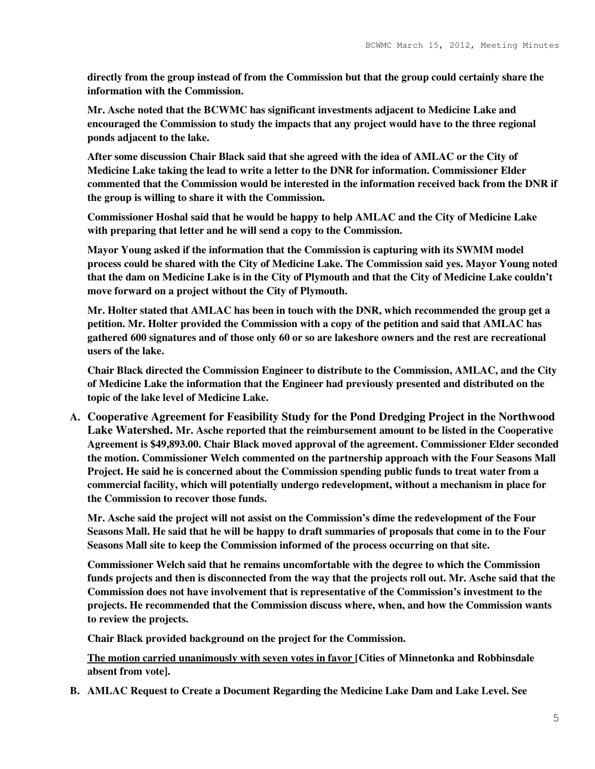**directly from the group instead of from the Commission but that the group could certainly share the information with the Commission.**

**Mr. Asche noted that the BCWMC has significant investments adjacent to Medicine Lake and encouraged the Commission to study the impacts that any project would have to the three regional ponds adjacent to the lake.**

**After some discussion Chair Black said that she agreed with the idea of AMLAC or the City of Medicine Lake taking the lead to write a letter to the DNR for information. Commissioner Elder commented that the Commission would be interested in the information received back from the DNR if the group is willing to share it with the Commission.**

**Commissioner Hoshal said that he would be happy to help AMLAC and the City of Medicine Lake with preparing that letter and he will send a copy to the Commission.**

**Mayor Young asked if the information that the Commission is capturing with its SWMM model process could be shared with the City of Medicine Lake. The Commission said yes. Mayor Young noted that the dam on Medicine Lake is in the City of Plymouth and that the City of Medicine Lake couldn't move forward on a project without the City of Plymouth.**

**Mr. Holter stated that AMLAC has been in touch with the DNR, which recommended the group get a petition. Mr. Holter provided the Commission with a copy of the petition and said that AMLAC has gathered 600 signatures and of those only 60 or so are lakeshore owners and the rest are recreational users of the lake.**

**Chair Black directed the Commission Engineer to distribute to the Commission, AMLAC, and the City of Medicine Lake the information that the Engineer had previously presented and distributed on the topic of the lake level of Medicine Lake.**

**A. Cooperative Agreement for Feasibility Study for the Pond Dredging Project in the Northwood Lake Watershed. Mr. Asche reported that the reimbursement amount to be listed in the Cooperative Agreement is $49,893.00. Chair Black moved approval of the agreement. Commissioner Elder seconded the motion. Commissioner Welch commented on the partnership approach with the Four Seasons Mall Project. He said he is concerned about the Commission spending public funds to treat water from a commercial facility, which will potentially undergo redevelopment, without a mechanism in place for the Commission to recover those funds.**

**Mr. Asche said the project will not assist on the Commission's dime the redevelopment of the Four Seasons Mall. He said that he will be happy to draft summaries of proposals that come in to the Four Seasons Mall site to keep the Commission informed of the process occurring on that site.**

**Commissioner Welch said that he remains uncomfortable with the degree to which the Commission funds projects and then is disconnected from the way that the projects roll out. Mr. Asche said that the Commission does not have involvement that is representative of the Commission's investment to the projects. He recommended that the Commission discuss where, when, and how the Commission wants to review the projects.**

**Chair Black provided background on the project for the Commission.**

**<u>The motion carried unanimously with seven votes in favor</u> [Cities of Minnetonka and Robbinsdale absent from vote].**

**B. AMLAC Request to Create a Document Regarding the Medicine Lake Dam and Lake Level. See**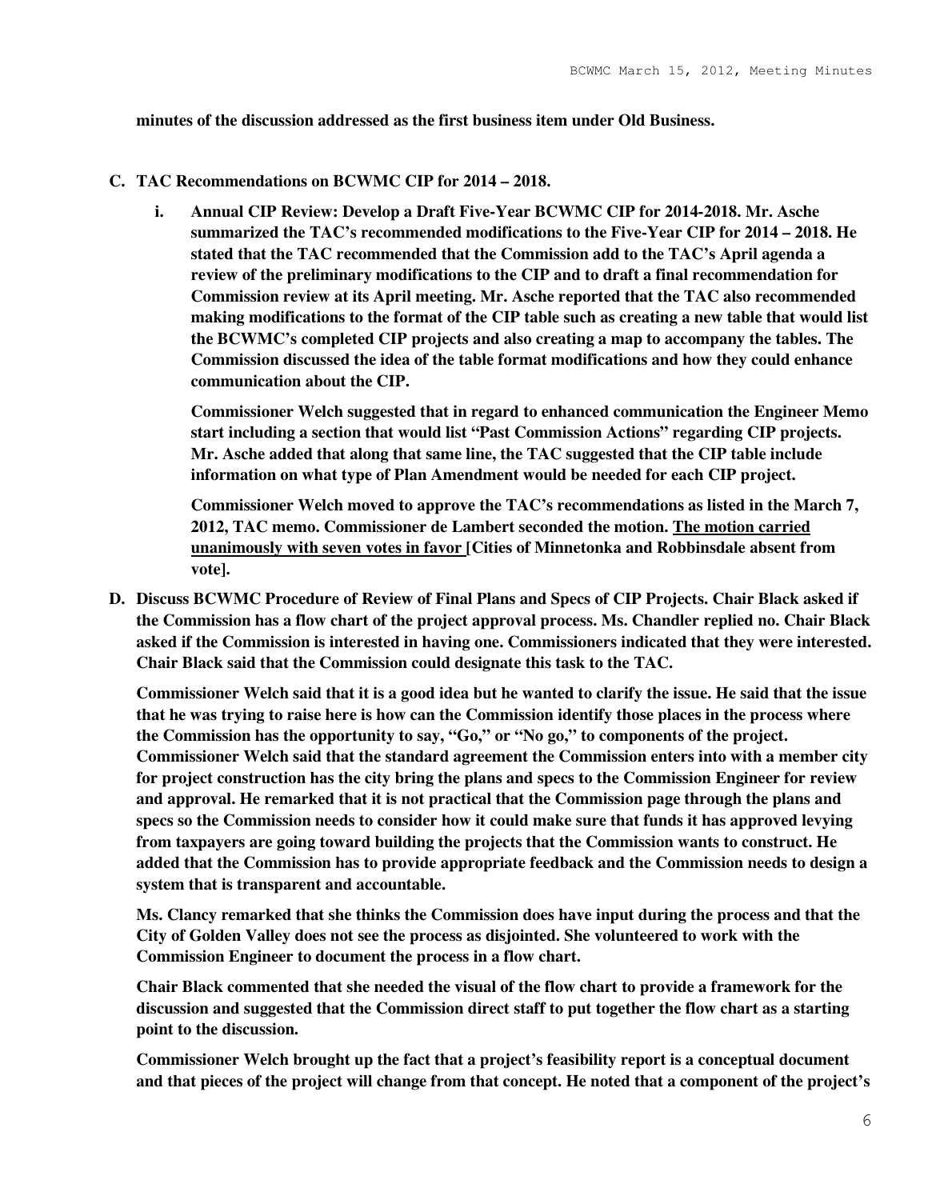**minutes of the discussion addressed as the first business item under Old Business.**

**C. TAC Recommendations on BCWMC CIP for 2014 – 2018.**

**i. Annual CIP Review: Develop a Draft Five-Year BCWMC CIP for 2014-2018. Mr. Asche summarized the TAC's recommended modifications to the Five-Year CIP for 2014 – 2018. He stated that the TAC recommended that the Commission add to the TAC's April agenda a review of the preliminary modifications to the CIP and to draft a final recommendation for Commission review at its April meeting. Mr. Asche reported that the TAC also recommended making modifications to the format of the CIP table such as creating a new table that would list the BCWMC's completed CIP projects and also creating a map to accompany the tables. The Commission discussed the idea of the table format modifications and how they could enhance communication about the CIP.**

**Commissioner Welch suggested that in regard to enhanced communication the Engineer Memo start including a section that would list "Past Commission Actions" regarding CIP projects. Mr. Asche added that along that same line, the TAC suggested that the CIP table include information on what type of Plan Amendment would be needed for each CIP project.**

**Commissioner Welch moved to approve the TAC's recommendations as listed in the March 7, 2012, TAC memo. Commissioner de Lambert seconded the motion. <u>The motion carried unanimously with seven votes in favor</u> [Cities of Minnetonka and Robbinsdale absent from vote].**

**D. Discuss BCWMC Procedure of Review of Final Plans and Specs of CIP Projects. Chair Black asked if the Commission has a flow chart of the project approval process. Ms. Chandler replied no. Chair Black asked if the Commission is interested in having one. Commissioners indicated that they were interested. Chair Black said that the Commission could designate this task to the TAC.**

**Commissioner Welch said that it is a good idea but he wanted to clarify the issue. He said that the issue that he was trying to raise here is how can the Commission identify those places in the process where the Commission has the opportunity to say, "Go," or "No go," to components of the project. Commissioner Welch said that the standard agreement the Commission enters into with a member city for project construction has the city bring the plans and specs to the Commission Engineer for review and approval. He remarked that it is not practical that the Commission page through the plans and specs so the Commission needs to consider how it could make sure that funds it has approved levying from taxpayers are going toward building the projects that the Commission wants to construct. He added that the Commission has to provide appropriate feedback and the Commission needs to design a system that is transparent and accountable.**

**Ms. Clancy remarked that she thinks the Commission does have input during the process and that the City of Golden Valley does not see the process as disjointed. She volunteered to work with the Commission Engineer to document the process in a flow chart.**

**Chair Black commented that she needed the visual of the flow chart to provide a framework for the discussion and suggested that the Commission direct staff to put together the flow chart as a starting point to the discussion.**

**Commissioner Welch brought up the fact that a project's feasibility report is a conceptual document and that pieces of the project will change from that concept. He noted that a component of the project's**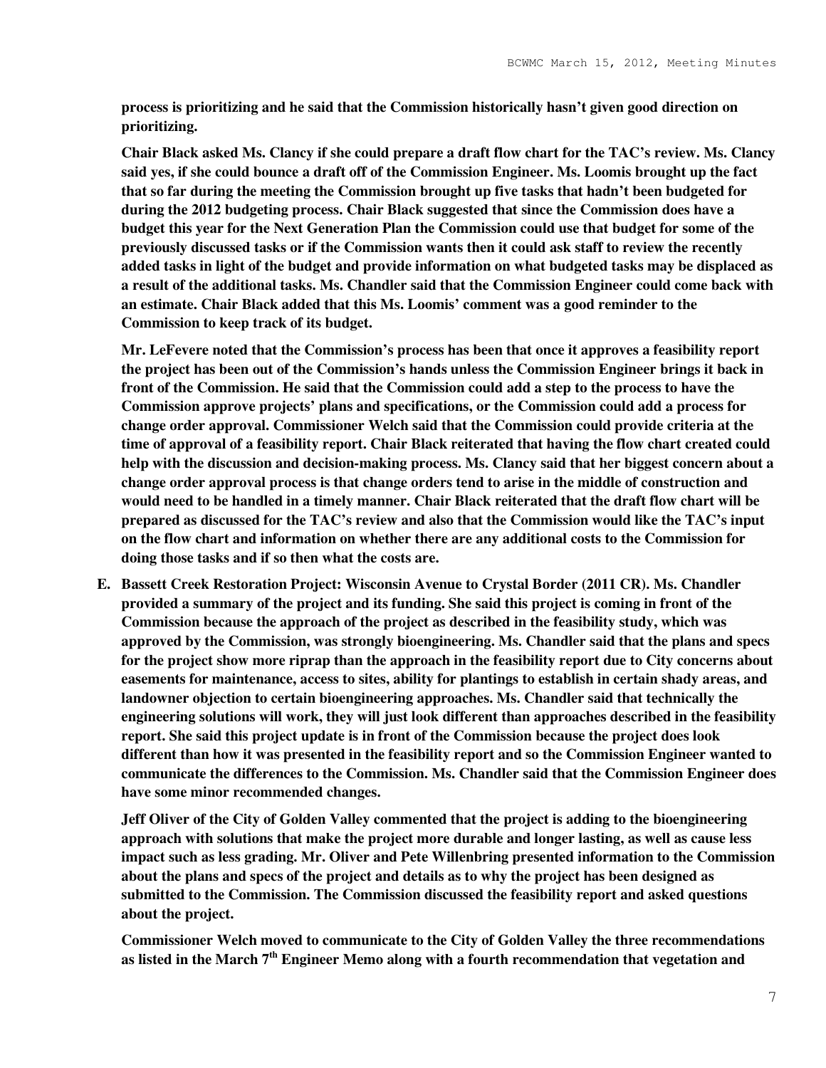**process is prioritizing and he said that the Commission historically hasn't given good direction on prioritizing.**

**Chair Black asked Ms. Clancy if she could prepare a draft flow chart for the TAC's review. Ms. Clancy said yes, if she could bounce a draft off of the Commission Engineer. Ms. Loomis brought up the fact that so far during the meeting the Commission brought up five tasks that hadn't been budgeted for during the 2012 budgeting process. Chair Black suggested that since the Commission does have a budget this year for the Next Generation Plan the Commission could use that budget for some of the previously discussed tasks or if the Commission wants then it could ask staff to review the recently added tasks in light of the budget and provide information on what budgeted tasks may be displaced as a result of the additional tasks. Ms. Chandler said that the Commission Engineer could come back with an estimate. Chair Black added that this Ms. Loomis' comment was a good reminder to the Commission to keep track of its budget.**

**Mr. LeFevere noted that the Commission's process has been that once it approves a feasibility report the project has been out of the Commission's hands unless the Commission Engineer brings it back in front of the Commission. He said that the Commission could add a step to the process to have the Commission approve projects' plans and specifications, or the Commission could add a process for change order approval. Commissioner Welch said that the Commission could provide criteria at the time of approval of a feasibility report. Chair Black reiterated that having the flow chart created could help with the discussion and decision-making process. Ms. Clancy said that her biggest concern about a change order approval process is that change orders tend to arise in the middle of construction and would need to be handled in a timely manner. Chair Black reiterated that the draft flow chart will be prepared as discussed for the TAC's review and also that the Commission would like the TAC's input on the flow chart and information on whether there are any additional costs to the Commission for doing those tasks and if so then what the costs are.**

**E. Bassett Creek Restoration Project: Wisconsin Avenue to Crystal Border (2011 CR). Ms. Chandler provided a summary of the project and its funding. She said this project is coming in front of the Commission because the approach of the project as described in the feasibility study, which was approved by the Commission, was strongly bioengineering. Ms. Chandler said that the plans and specs for the project show more riprap than the approach in the feasibility report due to City concerns about easements for maintenance, access to sites, ability for plantings to establish in certain shady areas, and landowner objection to certain bioengineering approaches. Ms. Chandler said that technically the engineering solutions will work, they will just look different than approaches described in the feasibility report. She said this project update is in front of the Commission because the project does look different than how it was presented in the feasibility report and so the Commission Engineer wanted to communicate the differences to the Commission. Ms. Chandler said that the Commission Engineer does have some minor recommended changes.**

**Jeff Oliver of the City of Golden Valley commented that the project is adding to the bioengineering approach with solutions that make the project more durable and longer lasting, as well as cause less impact such as less grading. Mr. Oliver and Pete Willenbring presented information to the Commission about the plans and specs of the project and details as to why the project has been designed as submitted to the Commission. The Commission discussed the feasibility report and asked questions about the project.**

**Commissioner Welch moved to communicate to the City of Golden Valley the three recommendations as listed in the March 7th Engineer Memo along with a fourth recommendation that vegetation and**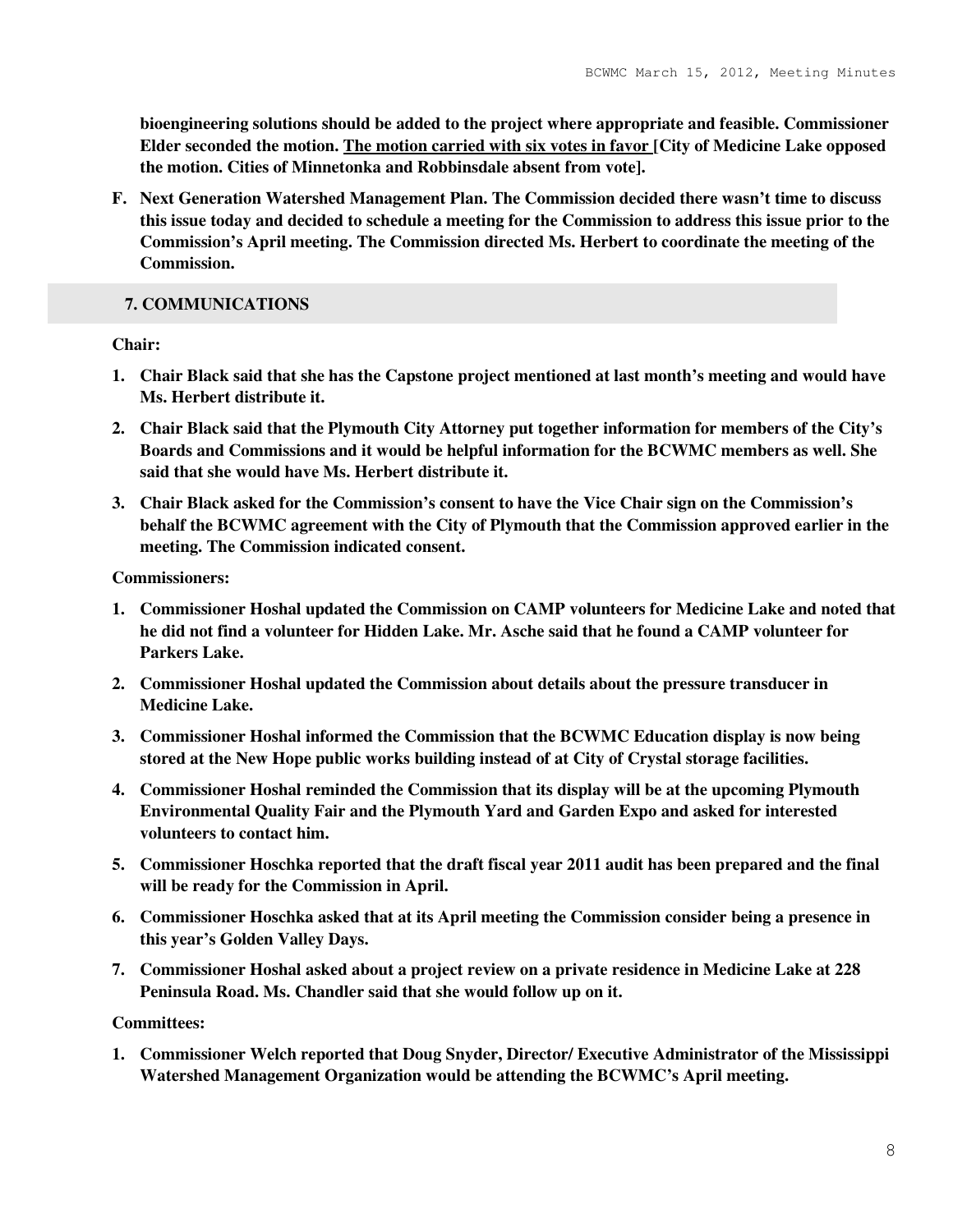**bioengineering solutions should be added to the project where appropriate and feasible. Commissioner Elder seconded the motion. <u>The motion carried with six votes in favor</u> [City of Medicine Lake opposed the motion. Cities of Minnetonka and Robbinsdale absent from vote].**

**F. Next Generation Watershed Management Plan. The Commission decided there wasn't time to discuss this issue today and decided to schedule a meeting for the Commission to address this issue prior to the Commission's April meeting. The Commission directed Ms. Herbert to coordinate the meeting of the Commission.**

## 7. COMMUNICATIONS

**Chair:**

1. **Chair Black said that she has the Capstone project mentioned at last month's meeting and would have Ms. Herbert distribute it.**
2. **Chair Black said that the Plymouth City Attorney put together information for members of the City's Boards and Commissions and it would be helpful information for the BCWMC members as well. She said that she would have Ms. Herbert distribute it.**
3. **Chair Black asked for the Commission's consent to have the Vice Chair sign on the Commission's behalf the BCWMC agreement with the City of Plymouth that the Commission approved earlier in the meeting. The Commission indicated consent.**

**Commissioners:**

1. **Commissioner Hoshal updated the Commission on CAMP volunteers for Medicine Lake and noted that he did not find a volunteer for Hidden Lake. Mr. Asche said that he found a CAMP volunteer for Parkers Lake.**
2. **Commissioner Hoshal updated the Commission about details about the pressure transducer in Medicine Lake.**
3. **Commissioner Hoshal informed the Commission that the BCWMC Education display is now being stored at the New Hope public works building instead of at City of Crystal storage facilities.**
4. **Commissioner Hoshal reminded the Commission that its display will be at the upcoming Plymouth Environmental Quality Fair and the Plymouth Yard and Garden Expo and asked for interested volunteers to contact him.**
5. **Commissioner Hoschka reported that the draft fiscal year 2011 audit has been prepared and the final will be ready for the Commission in April.**
6. **Commissioner Hoschka asked that at its April meeting the Commission consider being a presence in this year's Golden Valley Days.**
7. **Commissioner Hoshal asked about a project review on a private residence in Medicine Lake at 228 Peninsula Road. Ms. Chandler said that she would follow up on it.**

**Committees:**

1. **Commissioner Welch reported that Doug Snyder, Director/ Executive Administrator of the Mississippi Watershed Management Organization would be attending the BCWMC's April meeting.**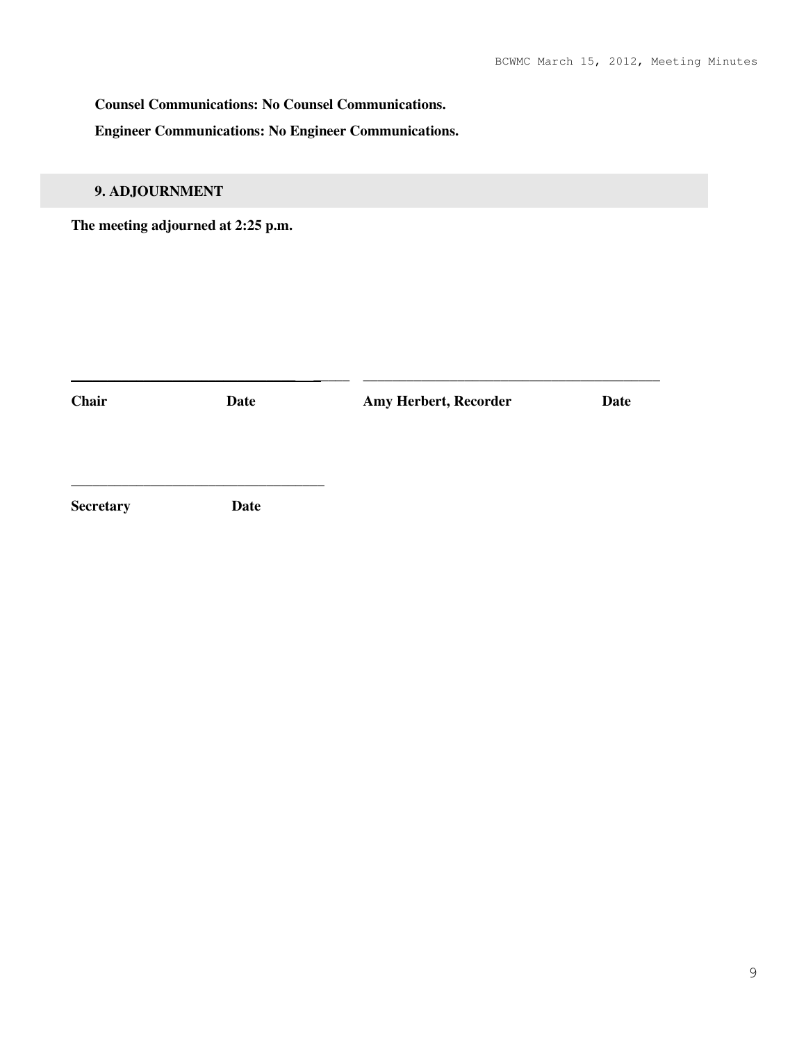**Counsel Communications: No Counsel Communications.**

**Engineer Communications: No Engineer Communications.**

## 9. ADJOURNMENT

**The meeting adjourned at 2:25 p.m.**

\_\_\_\_\_\_\_\_\_\_\_\_\_\_\_\_\_\_\_\_\_\_\_\_\_\_\_\_\_\_\_\_\_\_\_\_ \_\_\_\_\_\_\_\_\_\_\_\_\_\_\_\_\_\_\_\_\_\_\_\_\_\_\_\_\_\_\_\_\_\_\_\_\_\_\_\_\_

**Chair** **Date** **Amy Herbert, Recorder** **Date**

\_\_\_\_\_\_\_\_\_\_\_\_\_\_\_\_\_\_\_\_\_\_\_\_\_\_\_\_\_\_\_\_\_\_\_\_

**Secretary** **Date**